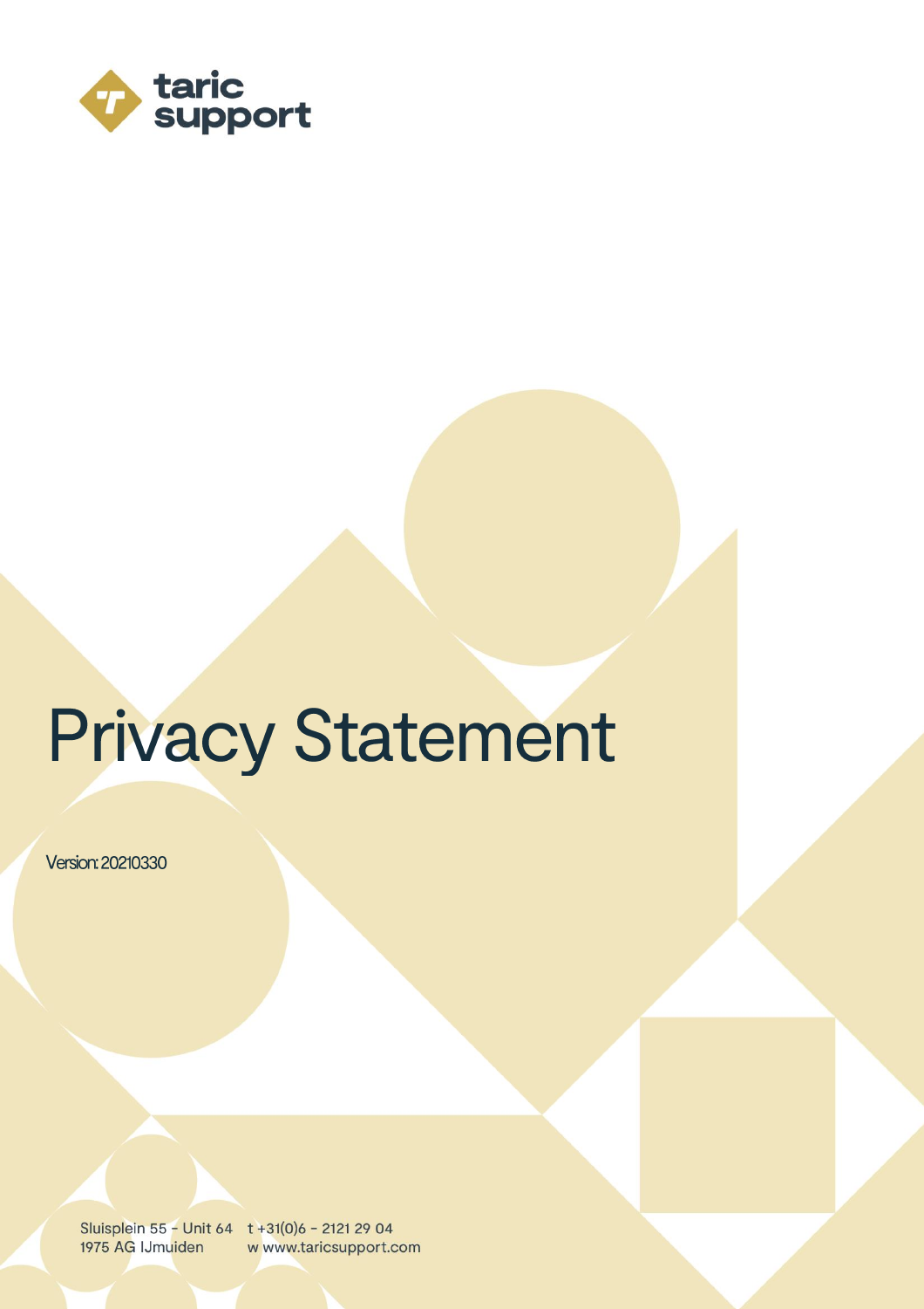taric support

# Privacy Statement

Version: 20210330

Sluisplein 55 - Unit 64
1975 AG IJmuiden

t +31(0)6 - 2121 29 04
w www.taricsupport.com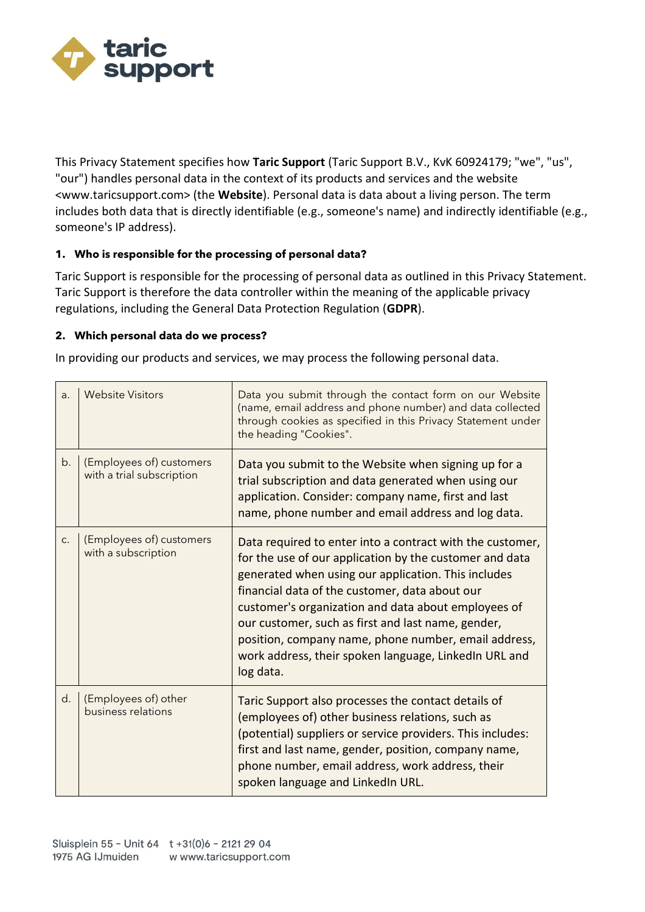This Privacy Statement specifies how **Taric Support** (Taric Support B.V., KvK 60924179; "we", "us", "our") handles personal data in the context of its products and services and the website <www.taricsupport.com> (the **Website**). Personal data is data about a living person. The term includes both data that is directly identifiable (e.g., someone's name) and indirectly identifiable (e.g., someone's IP address).

### 1. Who is responsible for the processing of personal data?

Taric Support is responsible for the processing of personal data as outlined in this Privacy Statement. Taric Support is therefore the data controller within the meaning of the applicable privacy regulations, including the General Data Protection Regulation (**GDPR**).

### 2. Which personal data do we process?

In providing our products and services, we may process the following personal data.

| | | |
|---|---|---|
| a. | Website Visitors | Data you submit through the contact form on our Website (name, email address and phone number) and data collected through cookies as specified in this Privacy Statement under the heading "Cookies". |
| b. | (Employees of) customers with a trial subscription | Data you submit to the Website when signing up for a trial subscription and data generated when using our application. Consider: company name, first and last name, phone number and email address and log data. |
| c. | (Employees of) customers with a subscription | Data required to enter into a contract with the customer, for the use of our application by the customer and data generated when using our application. This includes financial data of the customer, data about our customer's organization and data about employees of our customer, such as first and last name, gender, position, company name, phone number, email address, work address, their spoken language, LinkedIn URL and log data. |
| d. | (Employees of) other business relations | Taric Support also processes the contact details of (employees of) other business relations, such as (potential) suppliers or service providers. This includes: first and last name, gender, position, company name, phone number, email address, work address, their spoken language and LinkedIn URL. |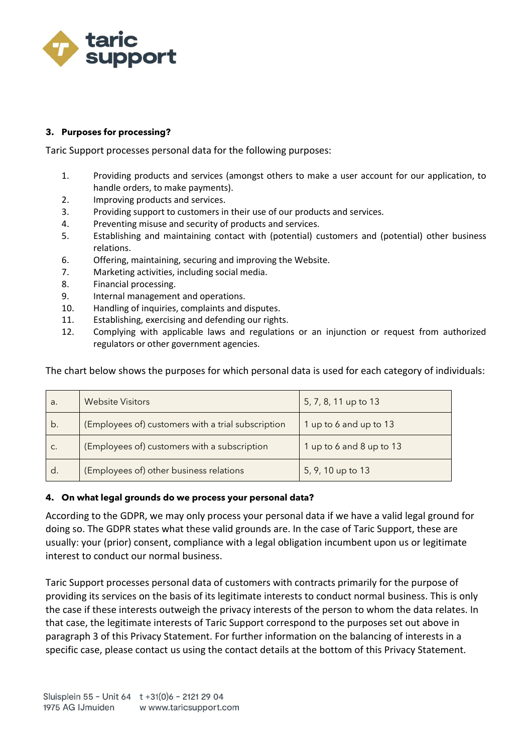### 3. Purposes for processing?

Taric Support processes personal data for the following purposes:

1. Providing products and services (amongst others to make a user account for our application, to handle orders, to make payments).
2. Improving products and services.
3. Providing support to customers in their use of our products and services.
4. Preventing misuse and security of products and services.
5. Establishing and maintaining contact with (potential) customers and (potential) other business relations.
6. Offering, maintaining, securing and improving the Website.
7. Marketing activities, including social media.
8. Financial processing.
9. Internal management and operations.
10. Handling of inquiries, complaints and disputes.
11. Establishing, exercising and defending our rights.
12. Complying with applicable laws and regulations or an injunction or request from authorized regulators or other government agencies.

The chart below shows the purposes for which personal data is used for each category of individuals:

| | | |
|---|---|---|
| a. | Website Visitors | 5, 7, 8, 11 up to 13 |
| b. | (Employees of) customers with a trial subscription | 1 up to 6 and up to 13 |
| c. | (Employees of) customers with a subscription | 1 up to 6 and 8 up to 13 |
| d. | (Employees of) other business relations | 5, 9, 10 up to 13 |

### 4. On what legal grounds do we process your personal data?

According to the GDPR, we may only process your personal data if we have a valid legal ground for doing so. The GDPR states what these valid grounds are. In the case of Taric Support, these are usually: your (prior) consent, compliance with a legal obligation incumbent upon us or legitimate interest to conduct our normal business.

Taric Support processes personal data of customers with contracts primarily for the purpose of providing its services on the basis of its legitimate interests to conduct normal business. This is only the case if these interests outweigh the privacy interests of the person to whom the data relates. In that case, the legitimate interests of Taric Support correspond to the purposes set out above in paragraph 3 of this Privacy Statement. For further information on the balancing of interests in a specific case, please contact us using the contact details at the bottom of this Privacy Statement.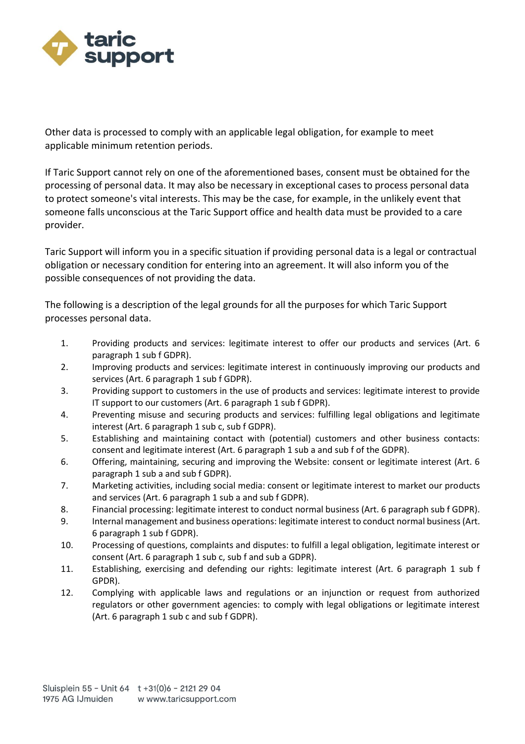Other data is processed to comply with an applicable legal obligation, for example to meet applicable minimum retention periods.

If Taric Support cannot rely on one of the aforementioned bases, consent must be obtained for the processing of personal data. It may also be necessary in exceptional cases to process personal data to protect someone's vital interests. This may be the case, for example, in the unlikely event that someone falls unconscious at the Taric Support office and health data must be provided to a care provider.

Taric Support will inform you in a specific situation if providing personal data is a legal or contractual obligation or necessary condition for entering into an agreement. It will also inform you of the possible consequences of not providing the data.

The following is a description of the legal grounds for all the purposes for which Taric Support processes personal data.

1. Providing products and services: legitimate interest to offer our products and services (Art. 6 paragraph 1 sub f GDPR).
2. Improving products and services: legitimate interest in continuously improving our products and services (Art. 6 paragraph 1 sub f GDPR).
3. Providing support to customers in the use of products and services: legitimate interest to provide IT support to our customers (Art. 6 paragraph 1 sub f GDPR).
4. Preventing misuse and securing products and services: fulfilling legal obligations and legitimate interest (Art. 6 paragraph 1 sub c, sub f GDPR).
5. Establishing and maintaining contact with (potential) customers and other business contacts: consent and legitimate interest (Art. 6 paragraph 1 sub a and sub f of the GDPR).
6. Offering, maintaining, securing and improving the Website: consent or legitimate interest (Art. 6 paragraph 1 sub a and sub f GDPR).
7. Marketing activities, including social media: consent or legitimate interest to market our products and services (Art. 6 paragraph 1 sub a and sub f GDPR).
8. Financial processing: legitimate interest to conduct normal business (Art. 6 paragraph sub f GDPR).
9. Internal management and business operations: legitimate interest to conduct normal business (Art. 6 paragraph 1 sub f GDPR).
10. Processing of questions, complaints and disputes: to fulfill a legal obligation, legitimate interest or consent (Art. 6 paragraph 1 sub c, sub f and sub a GDPR).
11. Establishing, exercising and defending our rights: legitimate interest (Art. 6 paragraph 1 sub f GPDR).
12. Complying with applicable laws and regulations or an injunction or request from authorized regulators or other government agencies: to comply with legal obligations or legitimate interest (Art. 6 paragraph 1 sub c and sub f GDPR).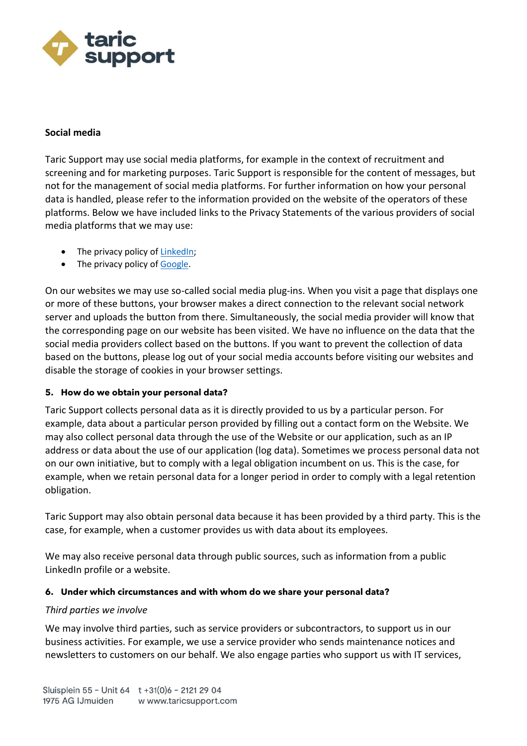**Social media**

Taric Support may use social media platforms, for example in the context of recruitment and screening and for marketing purposes. Taric Support is responsible for the content of messages, but not for the management of social media platforms. For further information on how your personal data is handled, please refer to the information provided on the website of the operators of these platforms. Below we have included links to the Privacy Statements of the various providers of social media platforms that we may use:

- The privacy policy of LinkedIn;
- The privacy policy of Google.

On our websites we may use so-called social media plug-ins. When you visit a page that displays one or more of these buttons, your browser makes a direct connection to the relevant social network server and uploads the button from there. Simultaneously, the social media provider will know that the corresponding page on our website has been visited. We have no influence on the data that the social media providers collect based on the buttons. If you want to prevent the collection of data based on the buttons, please log out of your social media accounts before visiting our websites and disable the storage of cookies in your browser settings.

### 5. How do we obtain your personal data?

Taric Support collects personal data as it is directly provided to us by a particular person. For example, data about a particular person provided by filling out a contact form on the Website. We may also collect personal data through the use of the Website or our application, such as an IP address or data about the use of our application (log data). Sometimes we process personal data not on our own initiative, but to comply with a legal obligation incumbent on us. This is the case, for example, when we retain personal data for a longer period in order to comply with a legal retention obligation.

Taric Support may also obtain personal data because it has been provided by a third party. This is the case, for example, when a customer provides us with data about its employees.

We may also receive personal data through public sources, such as information from a public LinkedIn profile or a website.

### 6. Under which circumstances and with whom do we share your personal data?

*Third parties we involve*

We may involve third parties, such as service providers or subcontractors, to support us in our business activities. For example, we use a service provider who sends maintenance notices and newsletters to customers on our behalf. We also engage parties who support us with IT services,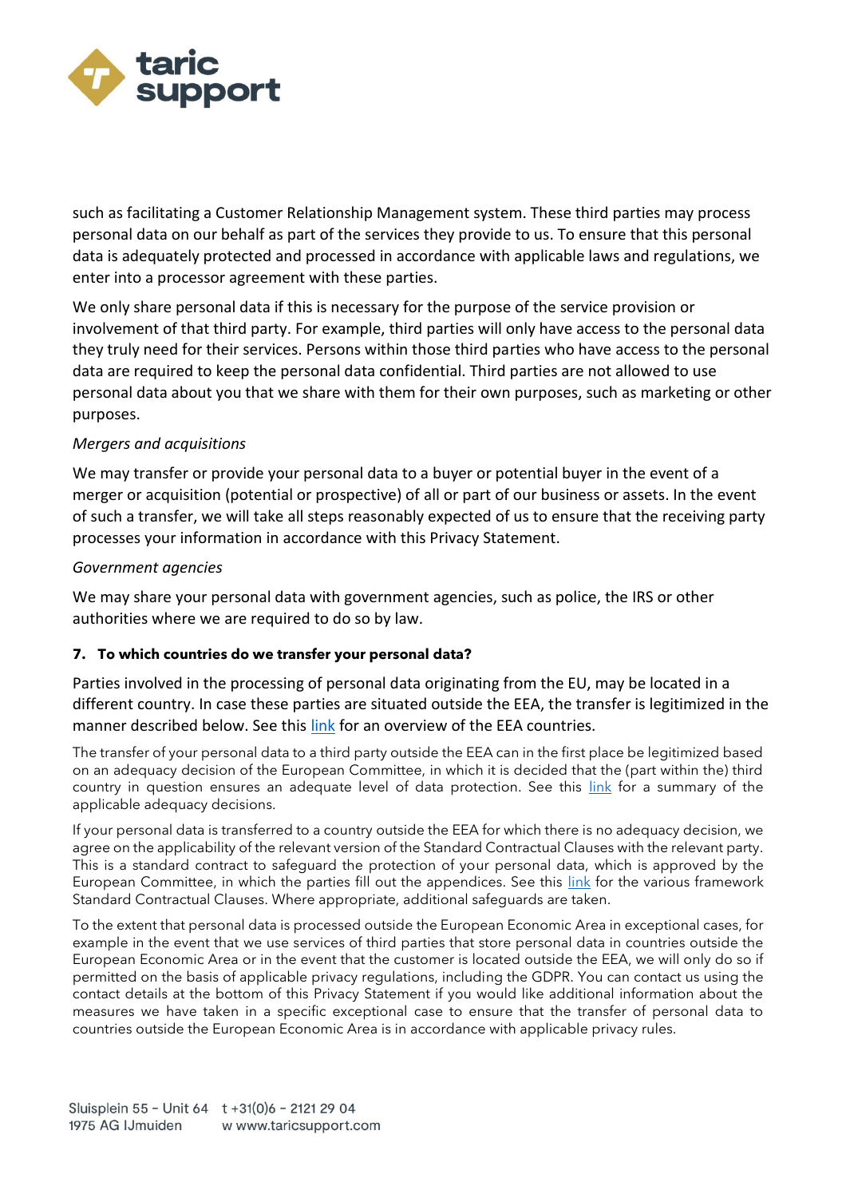such as facilitating a Customer Relationship Management system. These third parties may process personal data on our behalf as part of the services they provide to us. To ensure that this personal data is adequately protected and processed in accordance with applicable laws and regulations, we enter into a processor agreement with these parties.

We only share personal data if this is necessary for the purpose of the service provision or involvement of that third party. For example, third parties will only have access to the personal data they truly need for their services. Persons within those third parties who have access to the personal data are required to keep the personal data confidential. Third parties are not allowed to use personal data about you that we share with them for their own purposes, such as marketing or other purposes.

*Mergers and acquisitions*

We may transfer or provide your personal data to a buyer or potential buyer in the event of a merger or acquisition (potential or prospective) of all or part of our business or assets. In the event of such a transfer, we will take all steps reasonably expected of us to ensure that the receiving party processes your information in accordance with this Privacy Statement.

*Government agencies*

We may share your personal data with government agencies, such as police, the IRS or other authorities where we are required to do so by law.

## 7. To which countries do we transfer your personal data?

Parties involved in the processing of personal data originating from the EU, may be located in a different country. In case these parties are situated outside the EEA, the transfer is legitimized in the manner described below. See this link for an overview of the EEA countries.

The transfer of your personal data to a third party outside the EEA can in the first place be legitimized based on an adequacy decision of the European Committee, in which it is decided that the (part within the) third country in question ensures an adequate level of data protection. See this link for a summary of the applicable adequacy decisions.

If your personal data is transferred to a country outside the EEA for which there is no adequacy decision, we agree on the applicability of the relevant version of the Standard Contractual Clauses with the relevant party. This is a standard contract to safeguard the protection of your personal data, which is approved by the European Committee, in which the parties fill out the appendices. See this link for the various framework Standard Contractual Clauses. Where appropriate, additional safeguards are taken.

To the extent that personal data is processed outside the European Economic Area in exceptional cases, for example in the event that we use services of third parties that store personal data in countries outside the European Economic Area or in the event that the customer is located outside the EEA, we will only do so if permitted on the basis of applicable privacy regulations, including the GDPR. You can contact us using the contact details at the bottom of this Privacy Statement if you would like additional information about the measures we have taken in a specific exceptional case to ensure that the transfer of personal data to countries outside the European Economic Area is in accordance with applicable privacy rules.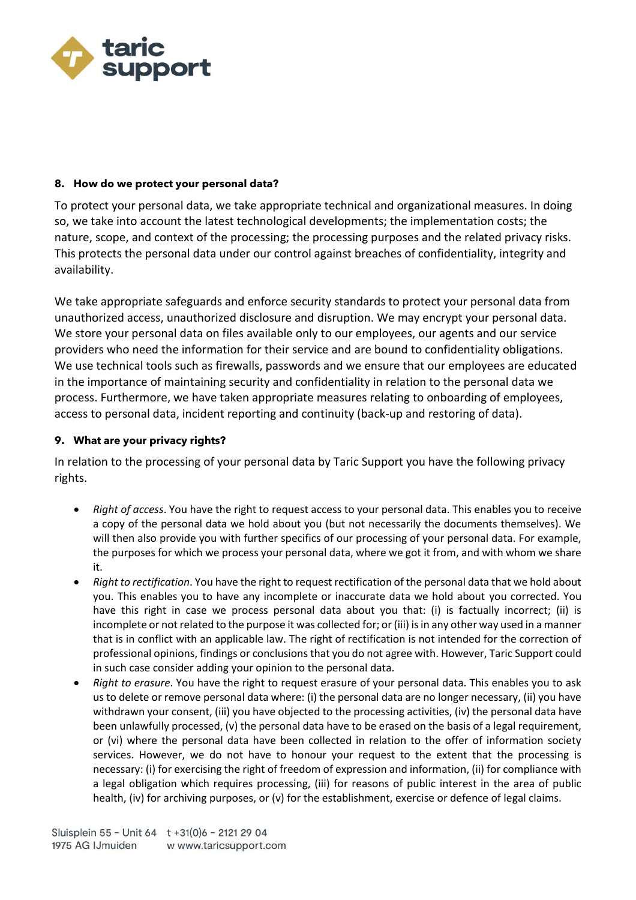## 8. How do we protect your personal data?

To protect your personal data, we take appropriate technical and organizational measures. In doing so, we take into account the latest technological developments; the implementation costs; the nature, scope, and context of the processing; the processing purposes and the related privacy risks. This protects the personal data under our control against breaches of confidentiality, integrity and availability.

We take appropriate safeguards and enforce security standards to protect your personal data from unauthorized access, unauthorized disclosure and disruption. We may encrypt your personal data. We store your personal data on files available only to our employees, our agents and our service providers who need the information for their service and are bound to confidentiality obligations. We use technical tools such as firewalls, passwords and we ensure that our employees are educated in the importance of maintaining security and confidentiality in relation to the personal data we process. Furthermore, we have taken appropriate measures relating to onboarding of employees, access to personal data, incident reporting and continuity (back-up and restoring of data).

## 9. What are your privacy rights?

In relation to the processing of your personal data by Taric Support you have the following privacy rights.

- *Right of access*. You have the right to request access to your personal data. This enables you to receive a copy of the personal data we hold about you (but not necessarily the documents themselves). We will then also provide you with further specifics of our processing of your personal data. For example, the purposes for which we process your personal data, where we got it from, and with whom we share it.
- *Right to rectification*. You have the right to request rectification of the personal data that we hold about you. This enables you to have any incomplete or inaccurate data we hold about you corrected. You have this right in case we process personal data about you that: (i) is factually incorrect; (ii) is incomplete or not related to the purpose it was collected for; or (iii) is in any other way used in a manner that is in conflict with an applicable law. The right of rectification is not intended for the correction of professional opinions, findings or conclusions that you do not agree with. However, Taric Support could in such case consider adding your opinion to the personal data.
- *Right to erasure*. You have the right to request erasure of your personal data. This enables you to ask us to delete or remove personal data where: (i) the personal data are no longer necessary, (ii) you have withdrawn your consent, (iii) you have objected to the processing activities, (iv) the personal data have been unlawfully processed, (v) the personal data have to be erased on the basis of a legal requirement, or (vi) where the personal data have been collected in relation to the offer of information society services. However, we do not have to honour your request to the extent that the processing is necessary: (i) for exercising the right of freedom of expression and information, (ii) for compliance with a legal obligation which requires processing, (iii) for reasons of public interest in the area of public health, (iv) for archiving purposes, or (v) for the establishment, exercise or defence of legal claims.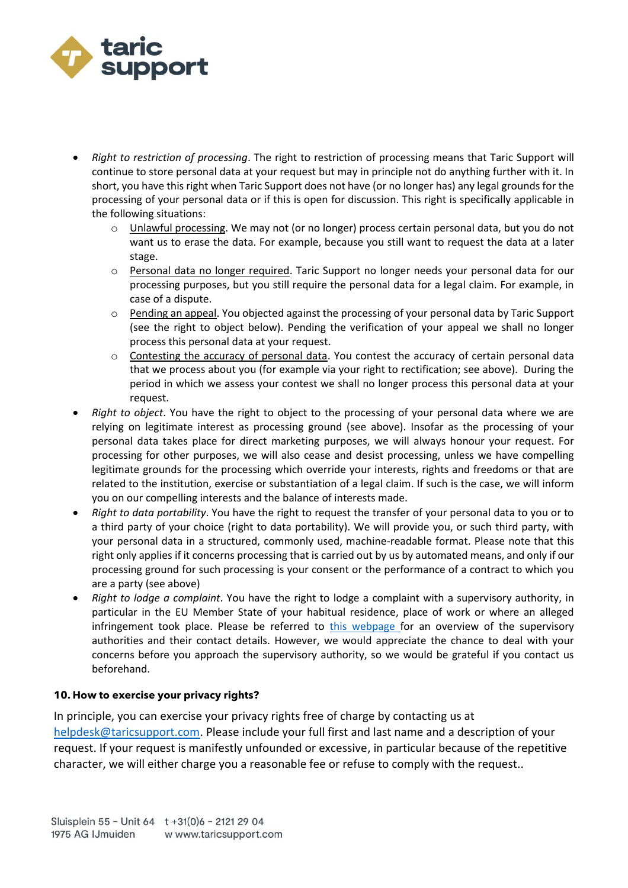- *Right to restriction of processing*. The right to restriction of processing means that Taric Support will continue to store personal data at your request but may in principle not do anything further with it. In short, you have this right when Taric Support does not have (or no longer has) any legal grounds for the processing of your personal data or if this is open for discussion. This right is specifically applicable in the following situations:
  - Unlawful processing. We may not (or no longer) process certain personal data, but you do not want us to erase the data. For example, because you still want to request the data at a later stage.
  - Personal data no longer required. Taric Support no longer needs your personal data for our processing purposes, but you still require the personal data for a legal claim. For example, in case of a dispute.
  - Pending an appeal. You objected against the processing of your personal data by Taric Support (see the right to object below). Pending the verification of your appeal we shall no longer process this personal data at your request.
  - Contesting the accuracy of personal data. You contest the accuracy of certain personal data that we process about you (for example via your right to rectification; see above). During the period in which we assess your contest we shall no longer process this personal data at your request.
- *Right to object*. You have the right to object to the processing of your personal data where we are relying on legitimate interest as processing ground (see above). Insofar as the processing of your personal data takes place for direct marketing purposes, we will always honour your request. For processing for other purposes, we will also cease and desist processing, unless we have compelling legitimate grounds for the processing which override your interests, rights and freedoms or that are related to the institution, exercise or substantiation of a legal claim. If such is the case, we will inform you on our compelling interests and the balance of interests made.
- *Right to data portability*. You have the right to request the transfer of your personal data to you or to a third party of your choice (right to data portability). We will provide you, or such third party, with your personal data in a structured, commonly used, machine-readable format. Please note that this right only applies if it concerns processing that is carried out by us by automated means, and only if our processing ground for such processing is your consent or the performance of a contract to which you are a party (see above)
- *Right to lodge a complaint*. You have the right to lodge a complaint with a supervisory authority, in particular in the EU Member State of your habitual residence, place of work or where an alleged infringement took place. Please be referred to this webpage for an overview of the supervisory authorities and their contact details. However, we would appreciate the chance to deal with your concerns before you approach the supervisory authority, so we would be grateful if you contact us beforehand.

**10. How to exercise your privacy rights?**

In principle, you can exercise your privacy rights free of charge by contacting us at helpdesk@taricsupport.com. Please include your full first and last name and a description of your request. If your request is manifestly unfounded or excessive, in particular because of the repetitive character, we will either charge you a reasonable fee or refuse to comply with the request..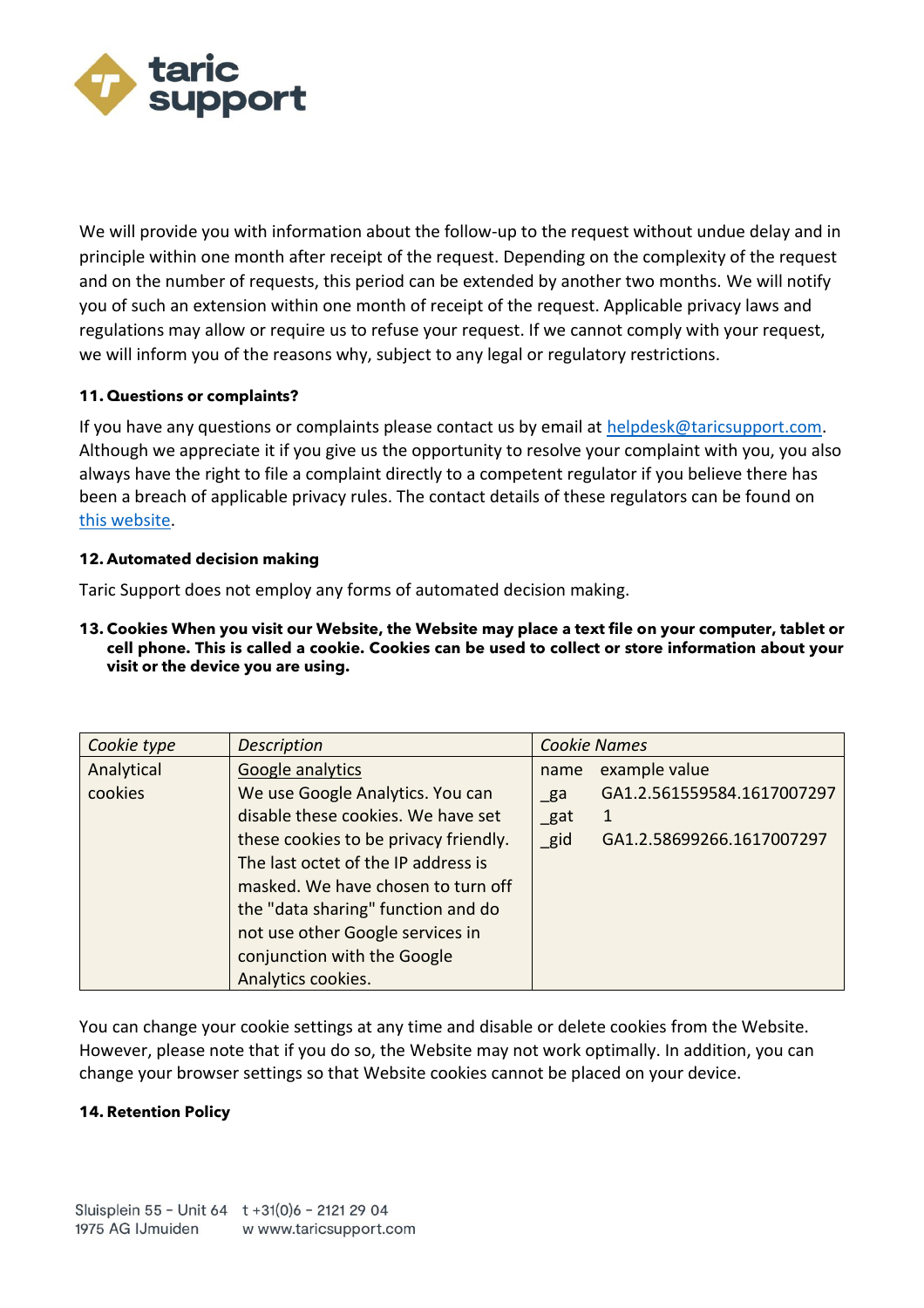We will provide you with information about the follow-up to the request without undue delay and in principle within one month after receipt of the request. Depending on the complexity of the request and on the number of requests, this period can be extended by another two months. We will notify you of such an extension within one month of receipt of the request. Applicable privacy laws and regulations may allow or require us to refuse your request. If we cannot comply with your request, we will inform you of the reasons why, subject to any legal or regulatory restrictions.

**11. Questions or complaints?**

If you have any questions or complaints please contact us by email at helpdesk@taricsupport.com. Although we appreciate it if you give us the opportunity to resolve your complaint with you, you also always have the right to file a complaint directly to a competent regulator if you believe there has been a breach of applicable privacy rules. The contact details of these regulators can be found on this website.

**12. Automated decision making**

Taric Support does not employ any forms of automated decision making.

**13. Cookies When you visit our Website, the Website may place a text file on your computer, tablet or cell phone. This is called a cookie. Cookies can be used to collect or store information about your visit or the device you are using.**

| *Cookie type* | *Description* | *Cookie Names* |
|---|---|---|
| Analytical cookies | Google analytics<br>We use Google Analytics. You can disable these cookies. We have set these cookies to be privacy friendly. The last octet of the IP address is masked. We have chosen to turn off the "data sharing" function and do not use other Google services in conjunction with the Google Analytics cookies. | name — example value<br>_ga — GA1.2.561559584.1617007297<br>_gat — 1<br>_gid — GA1.2.58699266.1617007297 |

You can change your cookie settings at any time and disable or delete cookies from the Website. However, please note that if you do so, the Website may not work optimally. In addition, you can change your browser settings so that Website cookies cannot be placed on your device.

**14. Retention Policy**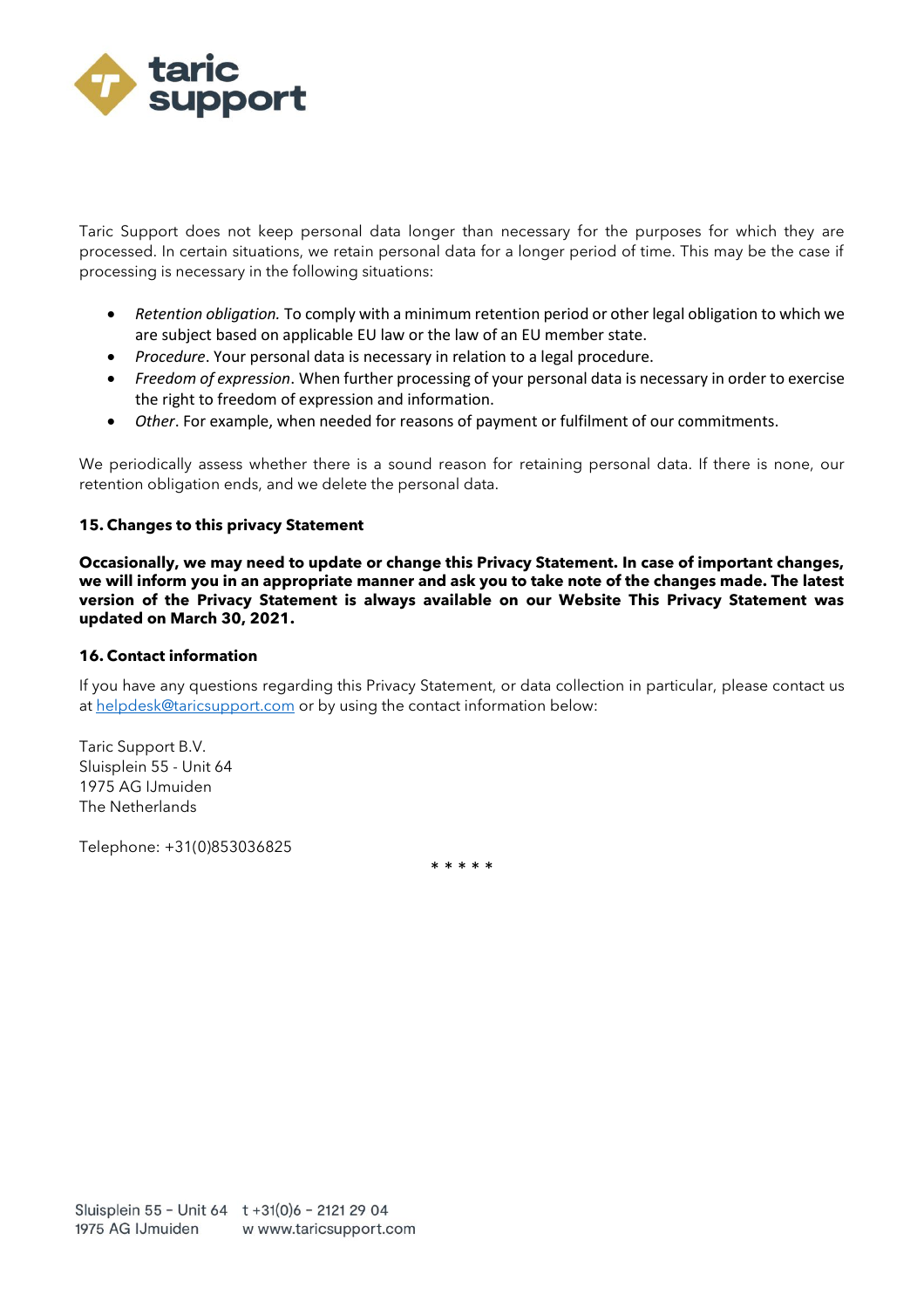Taric Support does not keep personal data longer than necessary for the purposes for which they are processed. In certain situations, we retain personal data for a longer period of time. This may be the case if processing is necessary in the following situations:

- *Retention obligation.* To comply with a minimum retention period or other legal obligation to which we are subject based on applicable EU law or the law of an EU member state.
- *Procedure*. Your personal data is necessary in relation to a legal procedure.
- *Freedom of expression*. When further processing of your personal data is necessary in order to exercise the right to freedom of expression and information.
- *Other*. For example, when needed for reasons of payment or fulfilment of our commitments.

We periodically assess whether there is a sound reason for retaining personal data. If there is none, our retention obligation ends, and we delete the personal data.

## 15. Changes to this privacy Statement

**Occasionally, we may need to update or change this Privacy Statement. In case of important changes, we will inform you in an appropriate manner and ask you to take note of the changes made. The latest version of the Privacy Statement is always available on our Website This Privacy Statement was updated on March 30, 2021.**

## 16. Contact information

If you have any questions regarding this Privacy Statement, or data collection in particular, please contact us at helpdesk@taricsupport.com or by using the contact information below:

Taric Support B.V.
Sluisplein 55 - Unit 64
1975 AG IJmuiden
The Netherlands

Telephone: +31(0)853036825

\* \* \* \* \*